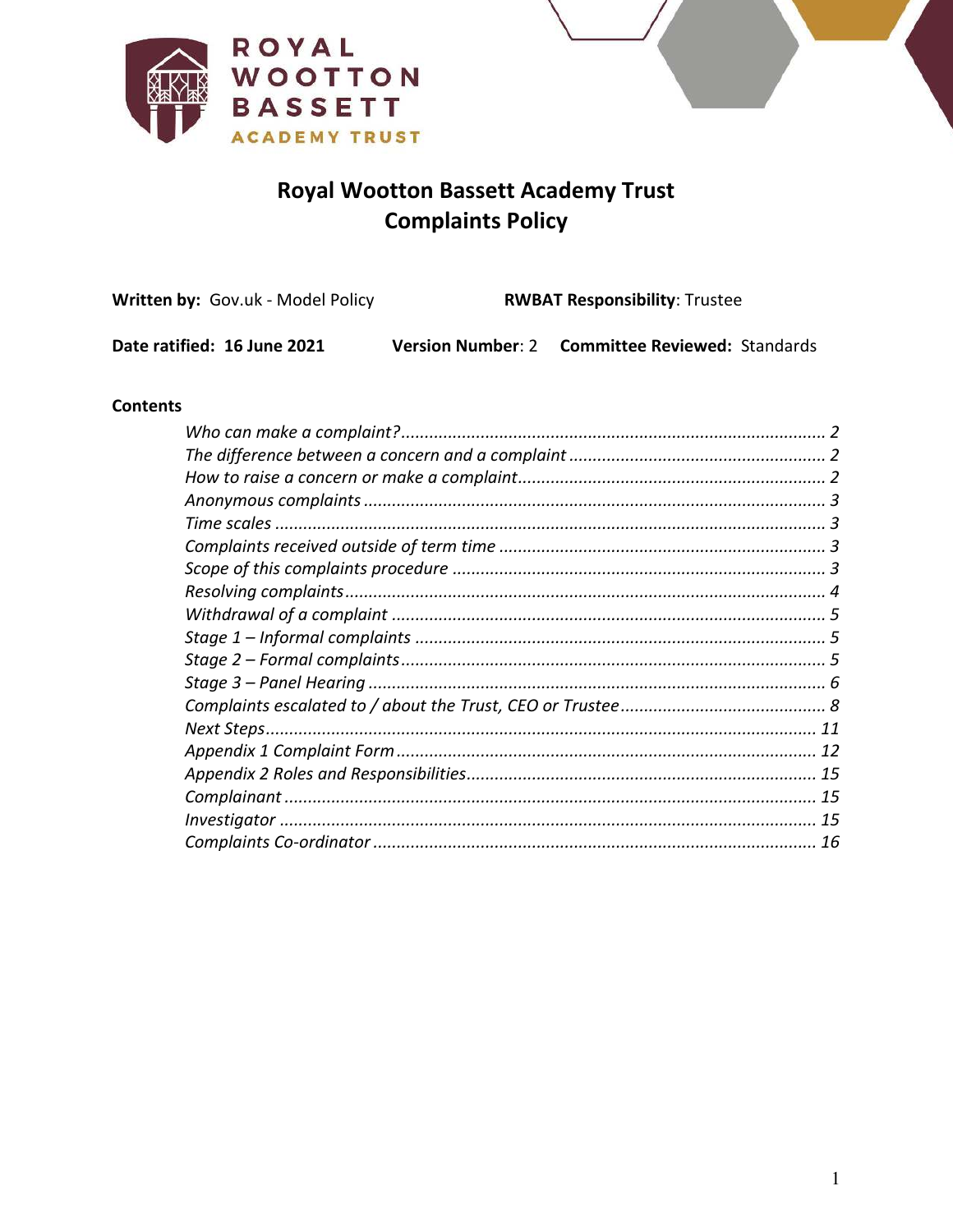ROYAL WOOTTON BASSETT ACADEMY TRUST

# Royal Wootton Bassett Academy Trust Complaints Policy

**Written by:** Gov.uk - Model Policy **RWBAT Responsibility**: Trustee

**Date ratified: 16 June 2021** **Version Number**: 2 **Committee Reviewed:** Standards

**Contents**

*Who can make a complaint?* ........ 2
*The difference between a concern and a complaint* ........ 2
*How to raise a concern or make a complaint* ........ 2
*Anonymous complaints* ........ 3
*Time scales* ........ 3
*Complaints received outside of term time* ........ 3
*Scope of this complaints procedure* ........ 3
*Resolving complaints* ........ 4
*Withdrawal of a complaint* ........ 5
*Stage 1 – Informal complaints* ........ 5
*Stage 2 – Formal complaints* ........ 5
*Stage 3 – Panel Hearing* ........ 6
*Complaints escalated to / about the Trust, CEO or Trustee* ........ 8
*Next Steps* ........ 11
*Appendix 1 Complaint Form* ........ 12
*Appendix 2 Roles and Responsibilities* ........ 15
*Complainant* ........ 15
*Investigator* ........ 15
*Complaints Co-ordinator* ........ 16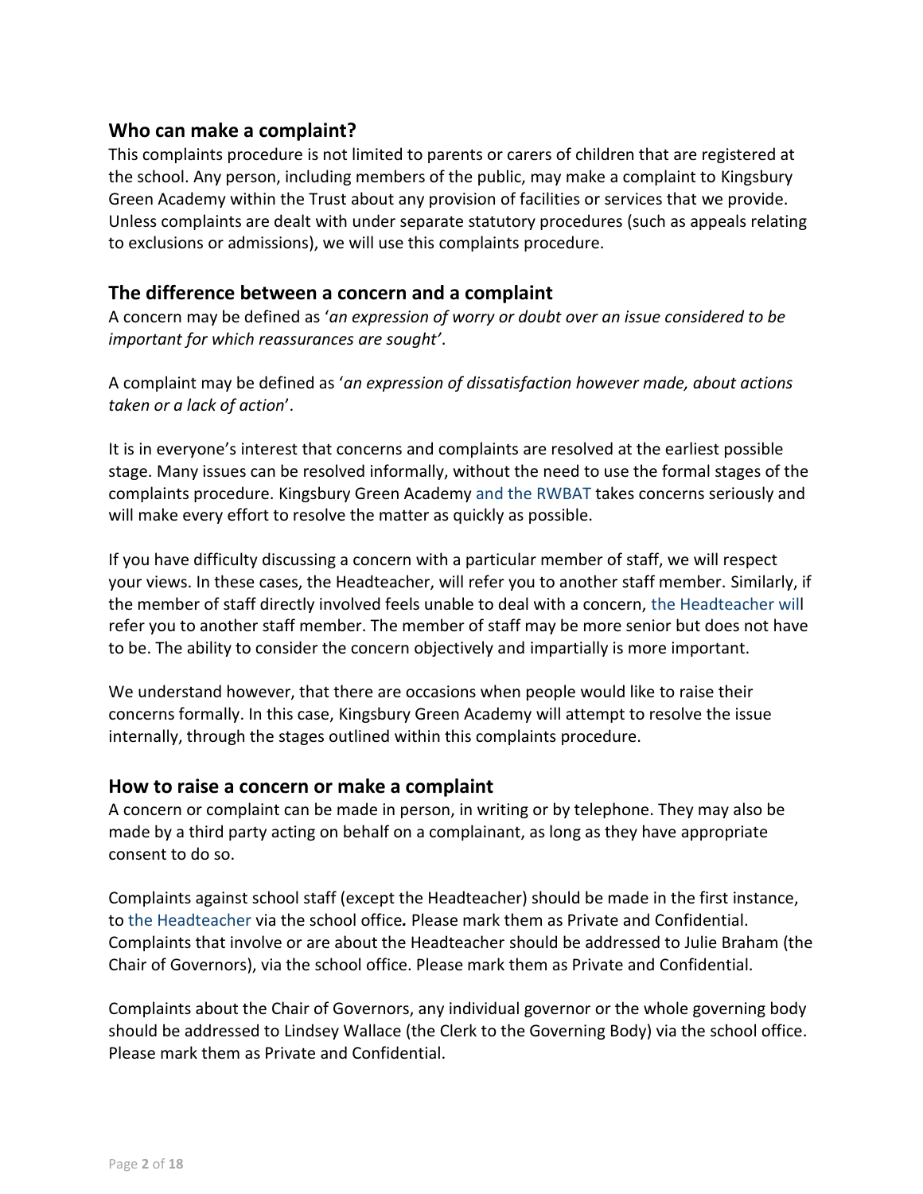## Who can make a complaint?

This complaints procedure is not limited to parents or carers of children that are registered at the school. Any person, including members of the public, may make a complaint to Kingsbury Green Academy within the Trust about any provision of facilities or services that we provide. Unless complaints are dealt with under separate statutory procedures (such as appeals relating to exclusions or admissions), we will use this complaints procedure.

## The difference between a concern and a complaint

A concern may be defined as '*an expression of worry or doubt over an issue considered to be important for which reassurances are sought'*.

A complaint may be defined as '*an expression of dissatisfaction however made, about actions taken or a lack of action*'.

It is in everyone's interest that concerns and complaints are resolved at the earliest possible stage. Many issues can be resolved informally, without the need to use the formal stages of the complaints procedure. Kingsbury Green Academy and the RWBAT takes concerns seriously and will make every effort to resolve the matter as quickly as possible.

If you have difficulty discussing a concern with a particular member of staff, we will respect your views. In these cases, the Headteacher, will refer you to another staff member. Similarly, if the member of staff directly involved feels unable to deal with a concern, the Headteacher will refer you to another staff member. The member of staff may be more senior but does not have to be. The ability to consider the concern objectively and impartially is more important.

We understand however, that there are occasions when people would like to raise their concerns formally. In this case, Kingsbury Green Academy will attempt to resolve the issue internally, through the stages outlined within this complaints procedure.

## How to raise a concern or make a complaint

A concern or complaint can be made in person, in writing or by telephone. They may also be made by a third party acting on behalf on a complainant, as long as they have appropriate consent to do so.

Complaints against school staff (except the Headteacher) should be made in the first instance, to the Headteacher via the school office**.** Please mark them as Private and Confidential. Complaints that involve or are about the Headteacher should be addressed to Julie Braham (the Chair of Governors), via the school office. Please mark them as Private and Confidential.

Complaints about the Chair of Governors, any individual governor or the whole governing body should be addressed to Lindsey Wallace (the Clerk to the Governing Body) via the school office. Please mark them as Private and Confidential.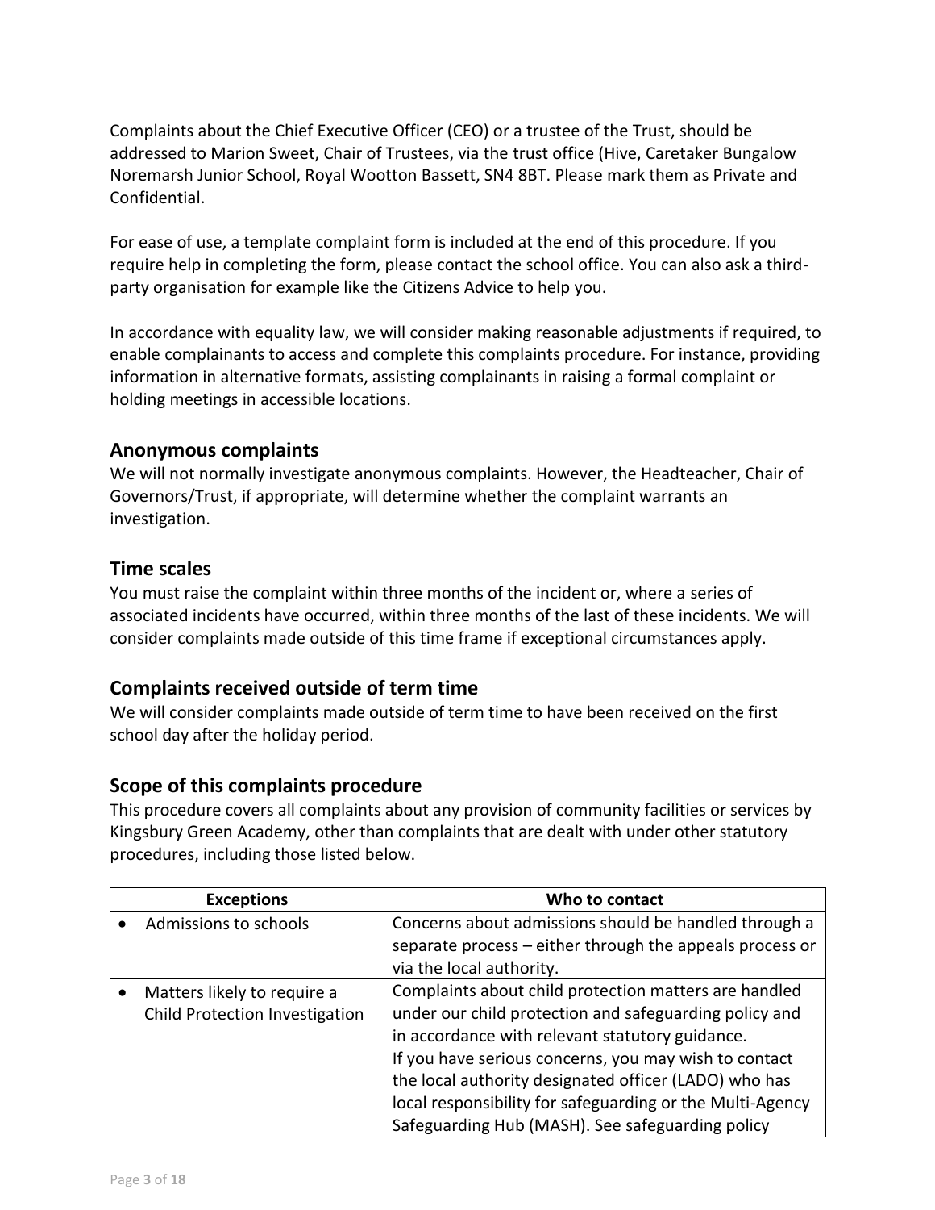Complaints about the Chief Executive Officer (CEO) or a trustee of the Trust, should be addressed to Marion Sweet, Chair of Trustees, via the trust office (Hive, Caretaker Bungalow Noremarsh Junior School, Royal Wootton Bassett, SN4 8BT. Please mark them as Private and Confidential.

For ease of use, a template complaint form is included at the end of this procedure. If you require help in completing the form, please contact the school office. You can also ask a third-party organisation for example like the Citizens Advice to help you.

In accordance with equality law, we will consider making reasonable adjustments if required, to enable complainants to access and complete this complaints procedure. For instance, providing information in alternative formats, assisting complainants in raising a formal complaint or holding meetings in accessible locations.

## Anonymous complaints

We will not normally investigate anonymous complaints. However, the Headteacher, Chair of Governors/Trust, if appropriate, will determine whether the complaint warrants an investigation.

## Time scales

You must raise the complaint within three months of the incident or, where a series of associated incidents have occurred, within three months of the last of these incidents. We will consider complaints made outside of this time frame if exceptional circumstances apply.

## Complaints received outside of term time

We will consider complaints made outside of term time to have been received on the first school day after the holiday period.

## Scope of this complaints procedure

This procedure covers all complaints about any provision of community facilities or services by Kingsbury Green Academy, other than complaints that are dealt with under other statutory procedures, including those listed below.

| Exceptions | Who to contact |
|---|---|
| • Admissions to schools | Concerns about admissions should be handled through a separate process – either through the appeals process or via the local authority. |
| • Matters likely to require a Child Protection Investigation | Complaints about child protection matters are handled under our child protection and safeguarding policy and in accordance with relevant statutory guidance.<br>If you have serious concerns, you may wish to contact the local authority designated officer (LADO) who has local responsibility for safeguarding or the Multi-Agency Safeguarding Hub (MASH). See safeguarding policy |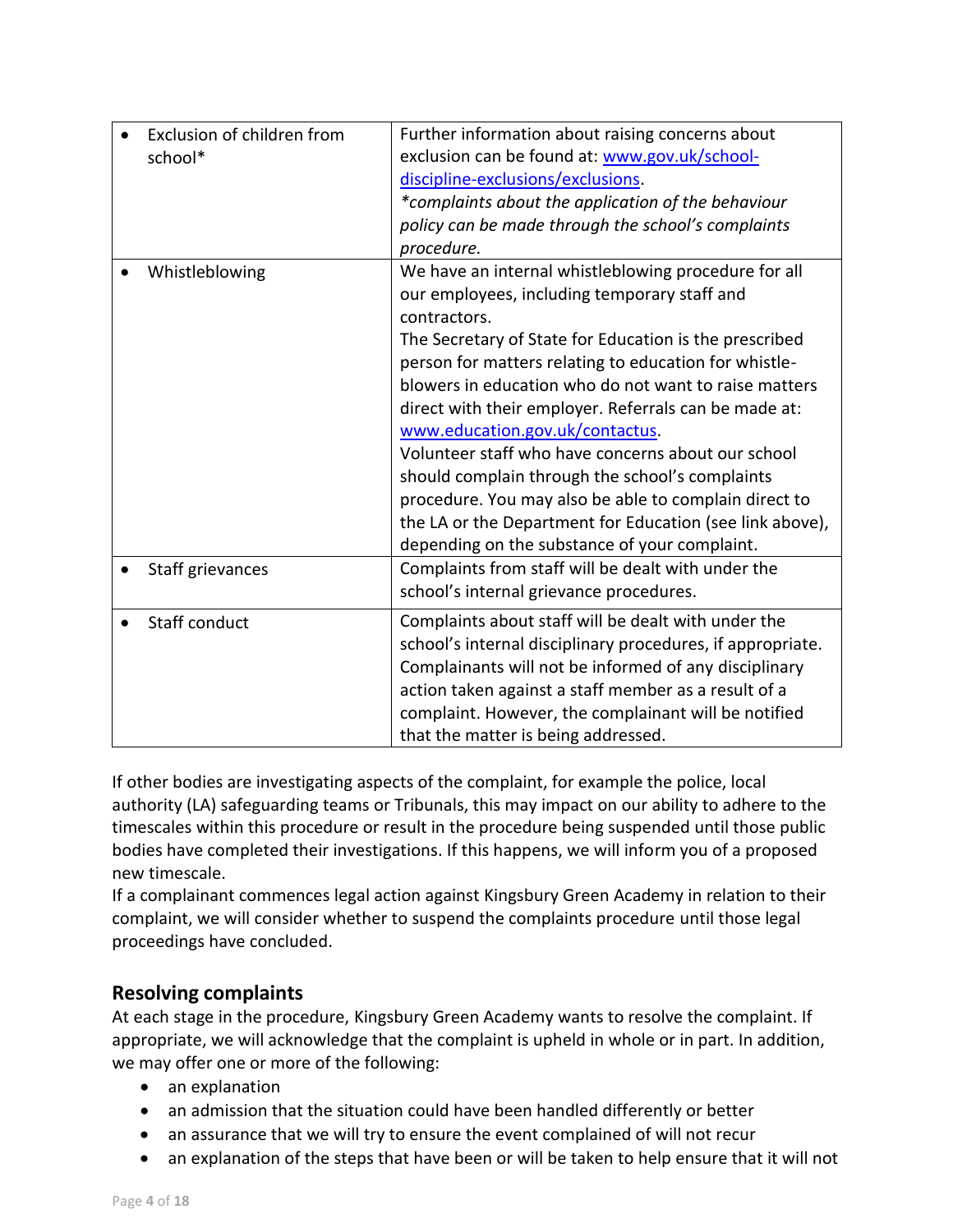| | |
|---|---|
| • Exclusion of children from school* | Further information about raising concerns about exclusion can be found at: [www.gov.uk/school-discipline-exclusions/exclusions](www.gov.uk/school-discipline-exclusions/exclusions). *complaints about the application of the behaviour policy can be made through the school's complaints procedure.* |
| • Whistleblowing | We have an internal whistleblowing procedure for all our employees, including temporary staff and contractors. The Secretary of State for Education is the prescribed person for matters relating to education for whistle-blowers in education who do not want to raise matters direct with their employer. Referrals can be made at: [www.education.gov.uk/contactus](www.education.gov.uk/contactus). Volunteer staff who have concerns about our school should complain through the school's complaints procedure. You may also be able to complain direct to the LA or the Department for Education (see link above), depending on the substance of your complaint. |
| • Staff grievances | Complaints from staff will be dealt with under the school's internal grievance procedures. |
| • Staff conduct | Complaints about staff will be dealt with under the school's internal disciplinary procedures, if appropriate. Complainants will not be informed of any disciplinary action taken against a staff member as a result of a complaint. However, the complainant will be notified that the matter is being addressed. |

If other bodies are investigating aspects of the complaint, for example the police, local authority (LA) safeguarding teams or Tribunals, this may impact on our ability to adhere to the timescales within this procedure or result in the procedure being suspended until those public bodies have completed their investigations. If this happens, we will inform you of a proposed new timescale.
If a complainant commences legal action against Kingsbury Green Academy in relation to their complaint, we will consider whether to suspend the complaints procedure until those legal proceedings have concluded.

## Resolving complaints

At each stage in the procedure, Kingsbury Green Academy wants to resolve the complaint. If appropriate, we will acknowledge that the complaint is upheld in whole or in part. In addition, we may offer one or more of the following:

- an explanation
- an admission that the situation could have been handled differently or better
- an assurance that we will try to ensure the event complained of will not recur
- an explanation of the steps that have been or will be taken to help ensure that it will not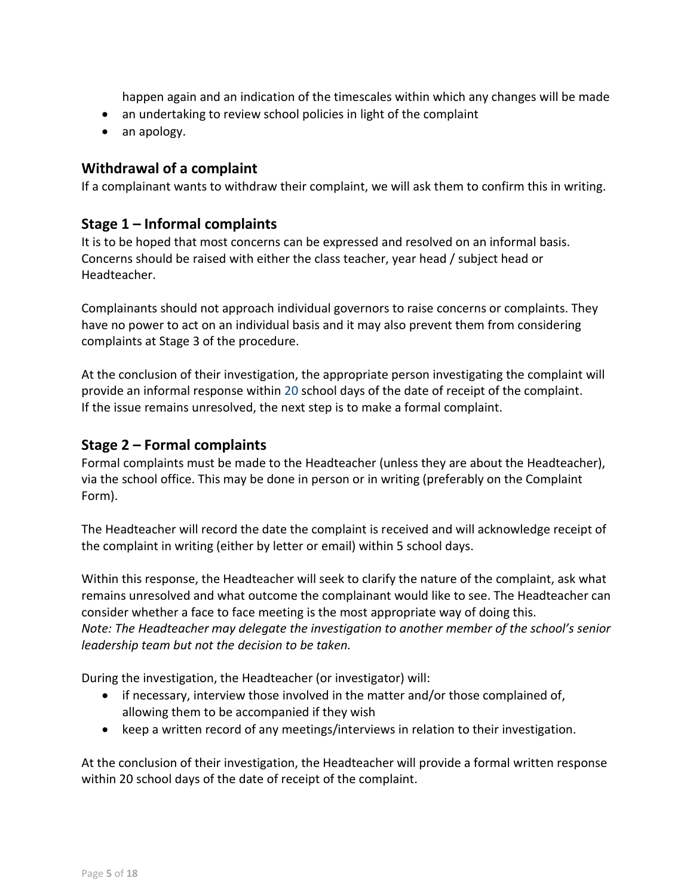happen again and an indication of the timescales within which any changes will be made

- an undertaking to review school policies in light of the complaint
- an apology.

## Withdrawal of a complaint

If a complainant wants to withdraw their complaint, we will ask them to confirm this in writing.

## Stage 1 – Informal complaints

It is to be hoped that most concerns can be expressed and resolved on an informal basis. Concerns should be raised with either the class teacher, year head / subject head or Headteacher.

Complainants should not approach individual governors to raise concerns or complaints. They have no power to act on an individual basis and it may also prevent them from considering complaints at Stage 3 of the procedure.

At the conclusion of their investigation, the appropriate person investigating the complaint will provide an informal response within 20 school days of the date of receipt of the complaint. If the issue remains unresolved, the next step is to make a formal complaint.

## Stage 2 – Formal complaints

Formal complaints must be made to the Headteacher (unless they are about the Headteacher), via the school office. This may be done in person or in writing (preferably on the Complaint Form).

The Headteacher will record the date the complaint is received and will acknowledge receipt of the complaint in writing (either by letter or email) within 5 school days.

Within this response, the Headteacher will seek to clarify the nature of the complaint, ask what remains unresolved and what outcome the complainant would like to see. The Headteacher can consider whether a face to face meeting is the most appropriate way of doing this.
*Note: The Headteacher may delegate the investigation to another member of the school's senior leadership team but not the decision to be taken.*

During the investigation, the Headteacher (or investigator) will:

- if necessary, interview those involved in the matter and/or those complained of, allowing them to be accompanied if they wish
- keep a written record of any meetings/interviews in relation to their investigation.

At the conclusion of their investigation, the Headteacher will provide a formal written response within 20 school days of the date of receipt of the complaint.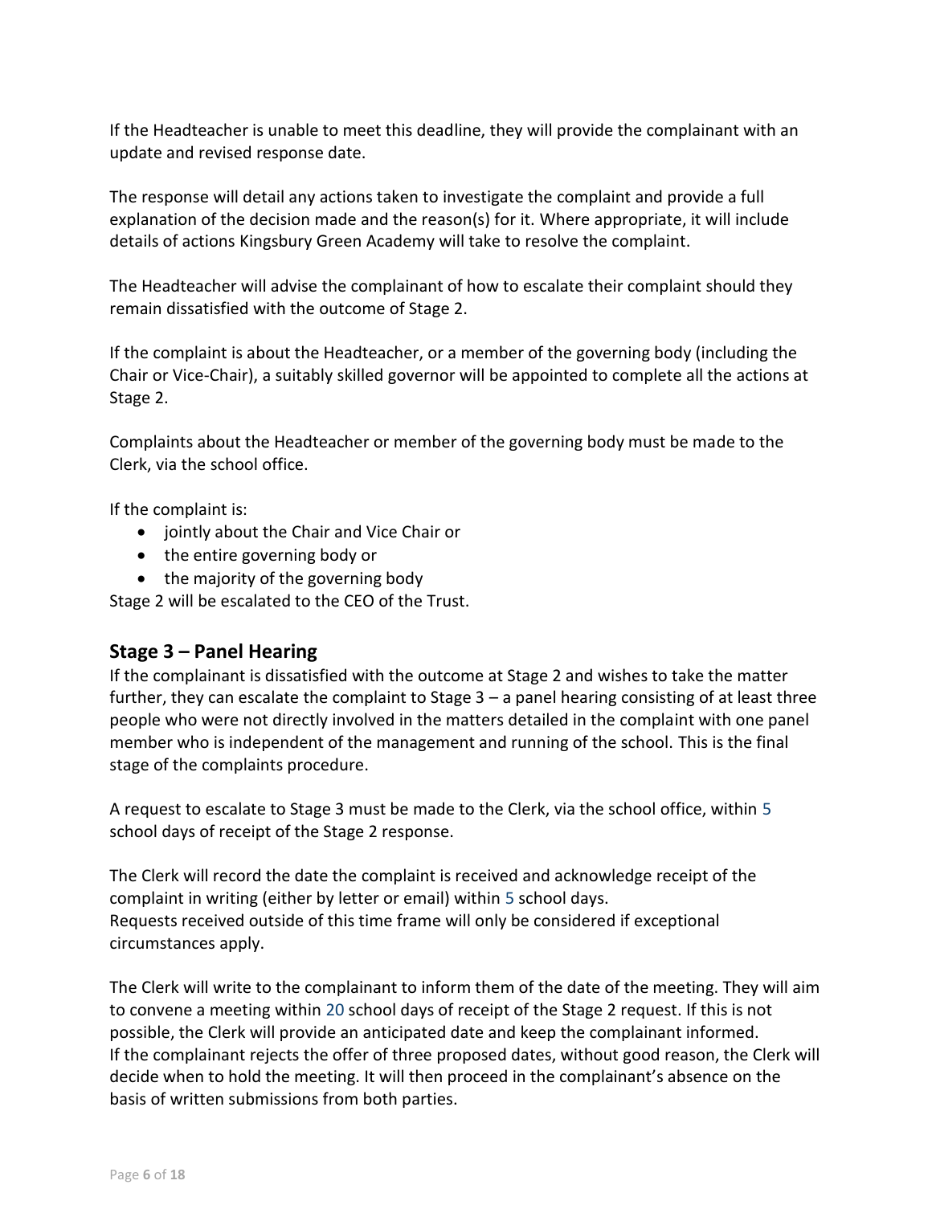If the Headteacher is unable to meet this deadline, they will provide the complainant with an update and revised response date.

The response will detail any actions taken to investigate the complaint and provide a full explanation of the decision made and the reason(s) for it. Where appropriate, it will include details of actions Kingsbury Green Academy will take to resolve the complaint.

The Headteacher will advise the complainant of how to escalate their complaint should they remain dissatisfied with the outcome of Stage 2.

If the complaint is about the Headteacher, or a member of the governing body (including the Chair or Vice-Chair), a suitably skilled governor will be appointed to complete all the actions at Stage 2.

Complaints about the Headteacher or member of the governing body must be made to the Clerk, via the school office.

If the complaint is:

- jointly about the Chair and Vice Chair or
- the entire governing body or
- the majority of the governing body

Stage 2 will be escalated to the CEO of the Trust.

## Stage 3 – Panel Hearing

If the complainant is dissatisfied with the outcome at Stage 2 and wishes to take the matter further, they can escalate the complaint to Stage 3 – a panel hearing consisting of at least three people who were not directly involved in the matters detailed in the complaint with one panel member who is independent of the management and running of the school. This is the final stage of the complaints procedure.

A request to escalate to Stage 3 must be made to the Clerk, via the school office, within 5 school days of receipt of the Stage 2 response.

The Clerk will record the date the complaint is received and acknowledge receipt of the complaint in writing (either by letter or email) within 5 school days.
Requests received outside of this time frame will only be considered if exceptional circumstances apply.

The Clerk will write to the complainant to inform them of the date of the meeting. They will aim to convene a meeting within 20 school days of receipt of the Stage 2 request. If this is not possible, the Clerk will provide an anticipated date and keep the complainant informed.
If the complainant rejects the offer of three proposed dates, without good reason, the Clerk will decide when to hold the meeting. It will then proceed in the complainant's absence on the basis of written submissions from both parties.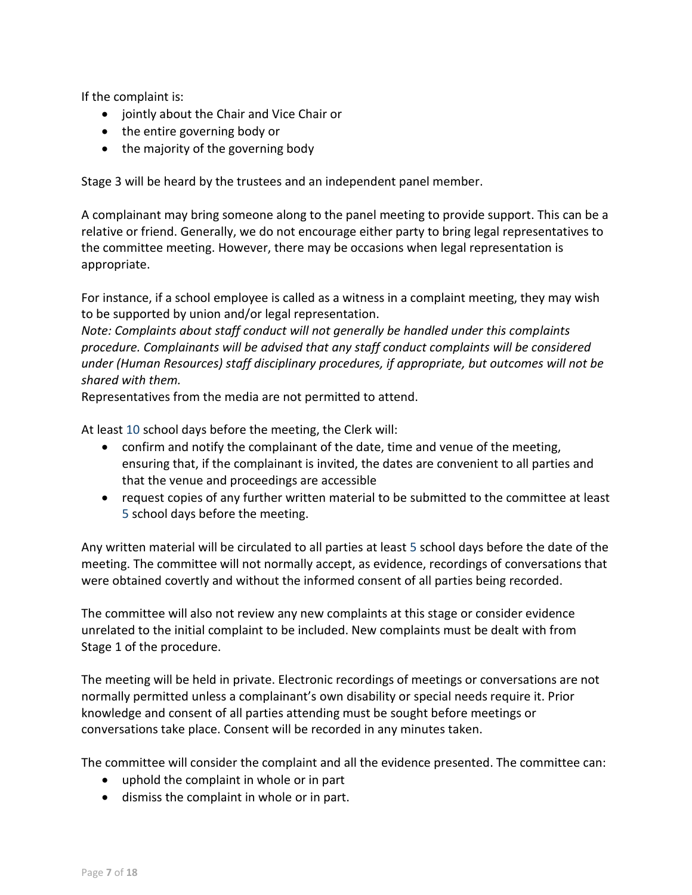If the complaint is:

- jointly about the Chair and Vice Chair or
- the entire governing body or
- the majority of the governing body

Stage 3 will be heard by the trustees and an independent panel member.

A complainant may bring someone along to the panel meeting to provide support. This can be a relative or friend. Generally, we do not encourage either party to bring legal representatives to the committee meeting. However, there may be occasions when legal representation is appropriate.

For instance, if a school employee is called as a witness in a complaint meeting, they may wish to be supported by union and/or legal representation.

*Note: Complaints about staff conduct will not generally be handled under this complaints procedure. Complainants will be advised that any staff conduct complaints will be considered under (Human Resources) staff disciplinary procedures, if appropriate, but outcomes will not be shared with them.*

Representatives from the media are not permitted to attend.

At least 10 school days before the meeting, the Clerk will:

- confirm and notify the complainant of the date, time and venue of the meeting, ensuring that, if the complainant is invited, the dates are convenient to all parties and that the venue and proceedings are accessible
- request copies of any further written material to be submitted to the committee at least 5 school days before the meeting.

Any written material will be circulated to all parties at least 5 school days before the date of the meeting. The committee will not normally accept, as evidence, recordings of conversations that were obtained covertly and without the informed consent of all parties being recorded.

The committee will also not review any new complaints at this stage or consider evidence unrelated to the initial complaint to be included. New complaints must be dealt with from Stage 1 of the procedure.

The meeting will be held in private. Electronic recordings of meetings or conversations are not normally permitted unless a complainant's own disability or special needs require it. Prior knowledge and consent of all parties attending must be sought before meetings or conversations take place. Consent will be recorded in any minutes taken.

The committee will consider the complaint and all the evidence presented. The committee can:

- uphold the complaint in whole or in part
- dismiss the complaint in whole or in part.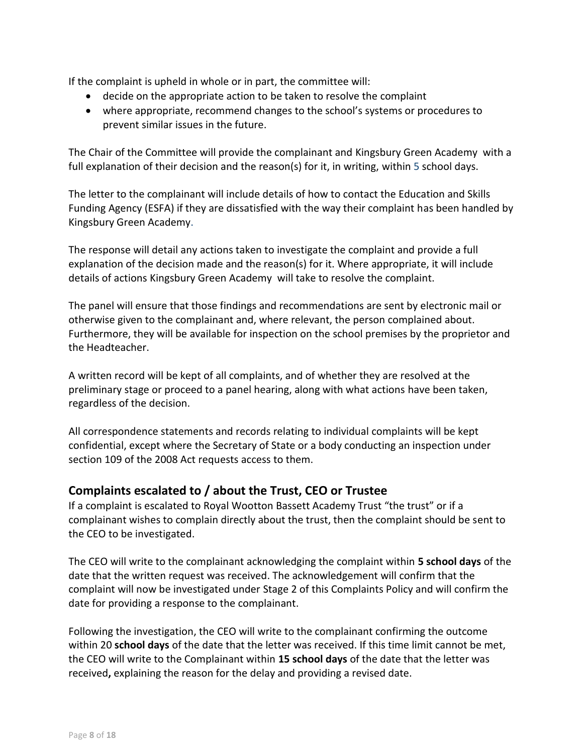If the complaint is upheld in whole or in part, the committee will:

- decide on the appropriate action to be taken to resolve the complaint
- where appropriate, recommend changes to the school's systems or procedures to prevent similar issues in the future.

The Chair of the Committee will provide the complainant and Kingsbury Green Academy with a full explanation of their decision and the reason(s) for it, in writing, within 5 school days.

The letter to the complainant will include details of how to contact the Education and Skills Funding Agency (ESFA) if they are dissatisfied with the way their complaint has been handled by Kingsbury Green Academy.

The response will detail any actions taken to investigate the complaint and provide a full explanation of the decision made and the reason(s) for it. Where appropriate, it will include details of actions Kingsbury Green Academy will take to resolve the complaint.

The panel will ensure that those findings and recommendations are sent by electronic mail or otherwise given to the complainant and, where relevant, the person complained about. Furthermore, they will be available for inspection on the school premises by the proprietor and the Headteacher.

A written record will be kept of all complaints, and of whether they are resolved at the preliminary stage or proceed to a panel hearing, along with what actions have been taken, regardless of the decision.

All correspondence statements and records relating to individual complaints will be kept confidential, except where the Secretary of State or a body conducting an inspection under section 109 of the 2008 Act requests access to them.

## Complaints escalated to / about the Trust, CEO or Trustee

If a complaint is escalated to Royal Wootton Bassett Academy Trust "the trust" or if a complainant wishes to complain directly about the trust, then the complaint should be sent to the CEO to be investigated.

The CEO will write to the complainant acknowledging the complaint within **5 school days** of the date that the written request was received. The acknowledgement will confirm that the complaint will now be investigated under Stage 2 of this Complaints Policy and will confirm the date for providing a response to the complainant.

Following the investigation, the CEO will write to the complainant confirming the outcome within 20 **school days** of the date that the letter was received. If this time limit cannot be met, the CEO will write to the Complainant within **15 school days** of the date that the letter was received**,** explaining the reason for the delay and providing a revised date.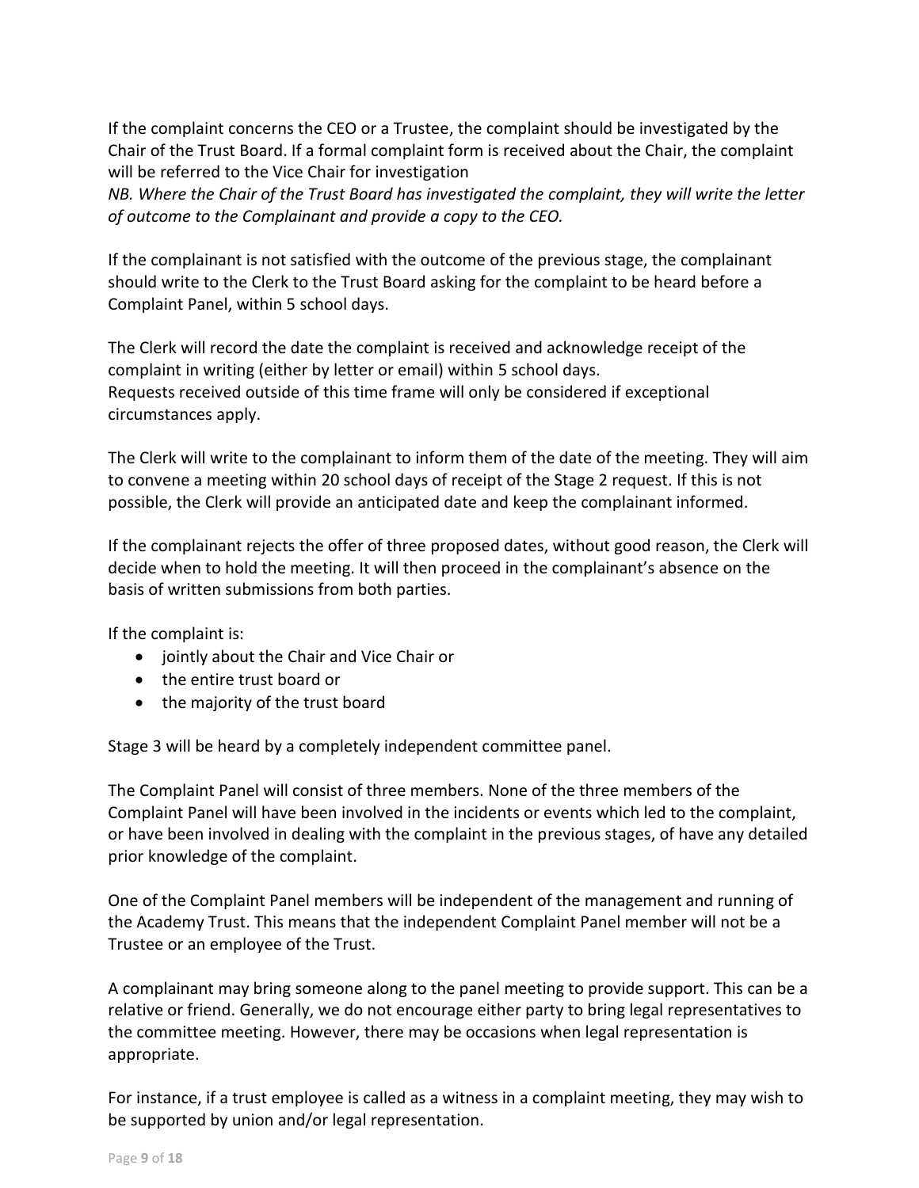If the complaint concerns the CEO or a Trustee, the complaint should be investigated by the Chair of the Trust Board. If a formal complaint form is received about the Chair, the complaint will be referred to the Vice Chair for investigation
*NB. Where the Chair of the Trust Board has investigated the complaint, they will write the letter of outcome to the Complainant and provide a copy to the CEO.*

If the complainant is not satisfied with the outcome of the previous stage, the complainant should write to the Clerk to the Trust Board asking for the complaint to be heard before a Complaint Panel, within 5 school days.

The Clerk will record the date the complaint is received and acknowledge receipt of the complaint in writing (either by letter or email) within 5 school days.
Requests received outside of this time frame will only be considered if exceptional circumstances apply.

The Clerk will write to the complainant to inform them of the date of the meeting. They will aim to convene a meeting within 20 school days of receipt of the Stage 2 request. If this is not possible, the Clerk will provide an anticipated date and keep the complainant informed.

If the complainant rejects the offer of three proposed dates, without good reason, the Clerk will decide when to hold the meeting. It will then proceed in the complainant's absence on the basis of written submissions from both parties.

If the complaint is:

- jointly about the Chair and Vice Chair or
- the entire trust board or
- the majority of the trust board

Stage 3 will be heard by a completely independent committee panel.

The Complaint Panel will consist of three members. None of the three members of the Complaint Panel will have been involved in the incidents or events which led to the complaint, or have been involved in dealing with the complaint in the previous stages, of have any detailed prior knowledge of the complaint.

One of the Complaint Panel members will be independent of the management and running of the Academy Trust. This means that the independent Complaint Panel member will not be a Trustee or an employee of the Trust.

A complainant may bring someone along to the panel meeting to provide support. This can be a relative or friend. Generally, we do not encourage either party to bring legal representatives to the committee meeting. However, there may be occasions when legal representation is appropriate.

For instance, if a trust employee is called as a witness in a complaint meeting, they may wish to be supported by union and/or legal representation.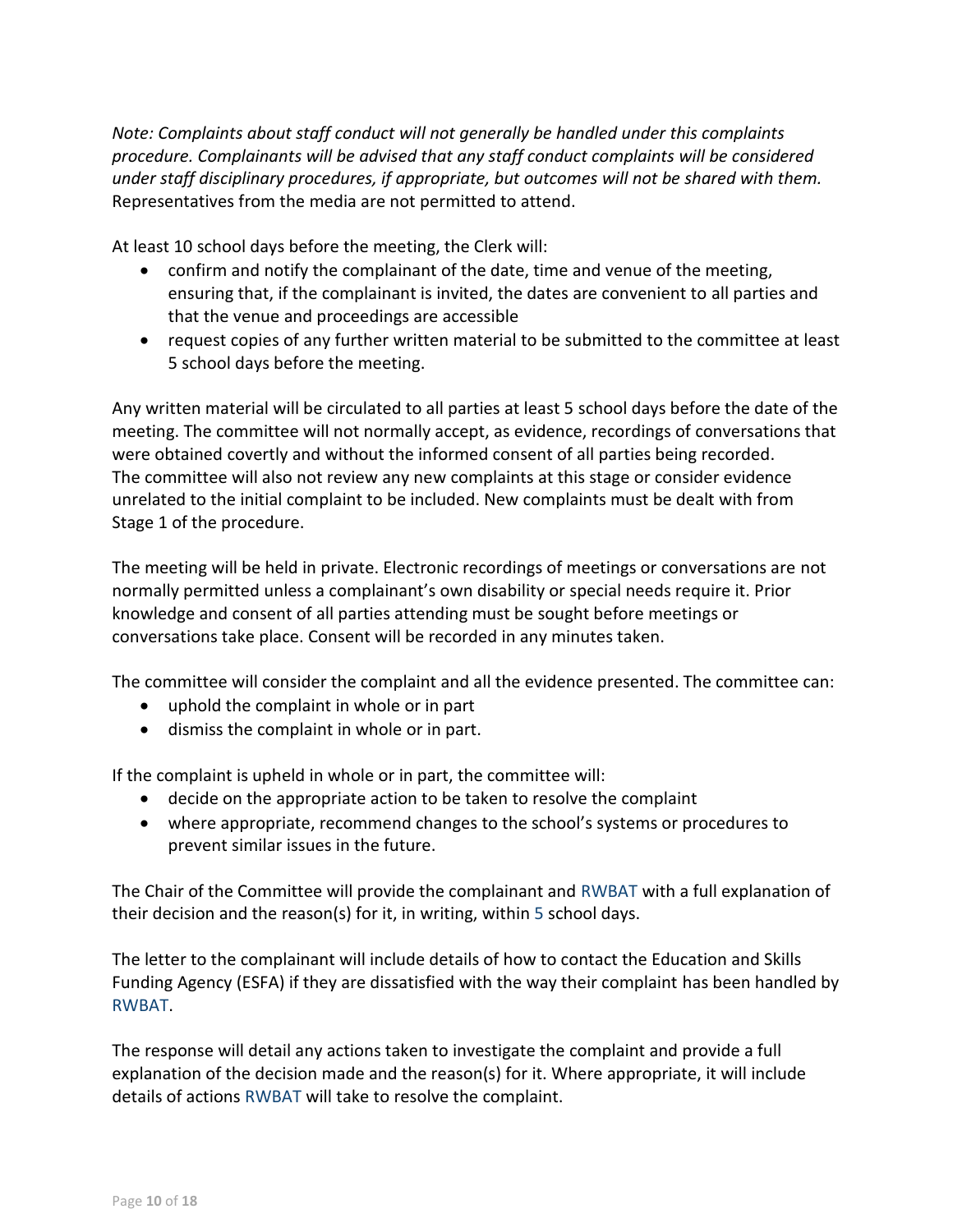*Note: Complaints about staff conduct will not generally be handled under this complaints procedure. Complainants will be advised that any staff conduct complaints will be considered under staff disciplinary procedures, if appropriate, but outcomes will not be shared with them.* Representatives from the media are not permitted to attend.

At least 10 school days before the meeting, the Clerk will:

- confirm and notify the complainant of the date, time and venue of the meeting, ensuring that, if the complainant is invited, the dates are convenient to all parties and that the venue and proceedings are accessible
- request copies of any further written material to be submitted to the committee at least 5 school days before the meeting.

Any written material will be circulated to all parties at least 5 school days before the date of the meeting. The committee will not normally accept, as evidence, recordings of conversations that were obtained covertly and without the informed consent of all parties being recorded. The committee will also not review any new complaints at this stage or consider evidence unrelated to the initial complaint to be included. New complaints must be dealt with from Stage 1 of the procedure.

The meeting will be held in private. Electronic recordings of meetings or conversations are not normally permitted unless a complainant's own disability or special needs require it. Prior knowledge and consent of all parties attending must be sought before meetings or conversations take place. Consent will be recorded in any minutes taken.

The committee will consider the complaint and all the evidence presented. The committee can:

- uphold the complaint in whole or in part
- dismiss the complaint in whole or in part.

If the complaint is upheld in whole or in part, the committee will:

- decide on the appropriate action to be taken to resolve the complaint
- where appropriate, recommend changes to the school's systems or procedures to prevent similar issues in the future.

The Chair of the Committee will provide the complainant and RWBAT with a full explanation of their decision and the reason(s) for it, in writing, within 5 school days.

The letter to the complainant will include details of how to contact the Education and Skills Funding Agency (ESFA) if they are dissatisfied with the way their complaint has been handled by RWBAT.

The response will detail any actions taken to investigate the complaint and provide a full explanation of the decision made and the reason(s) for it. Where appropriate, it will include details of actions RWBAT will take to resolve the complaint.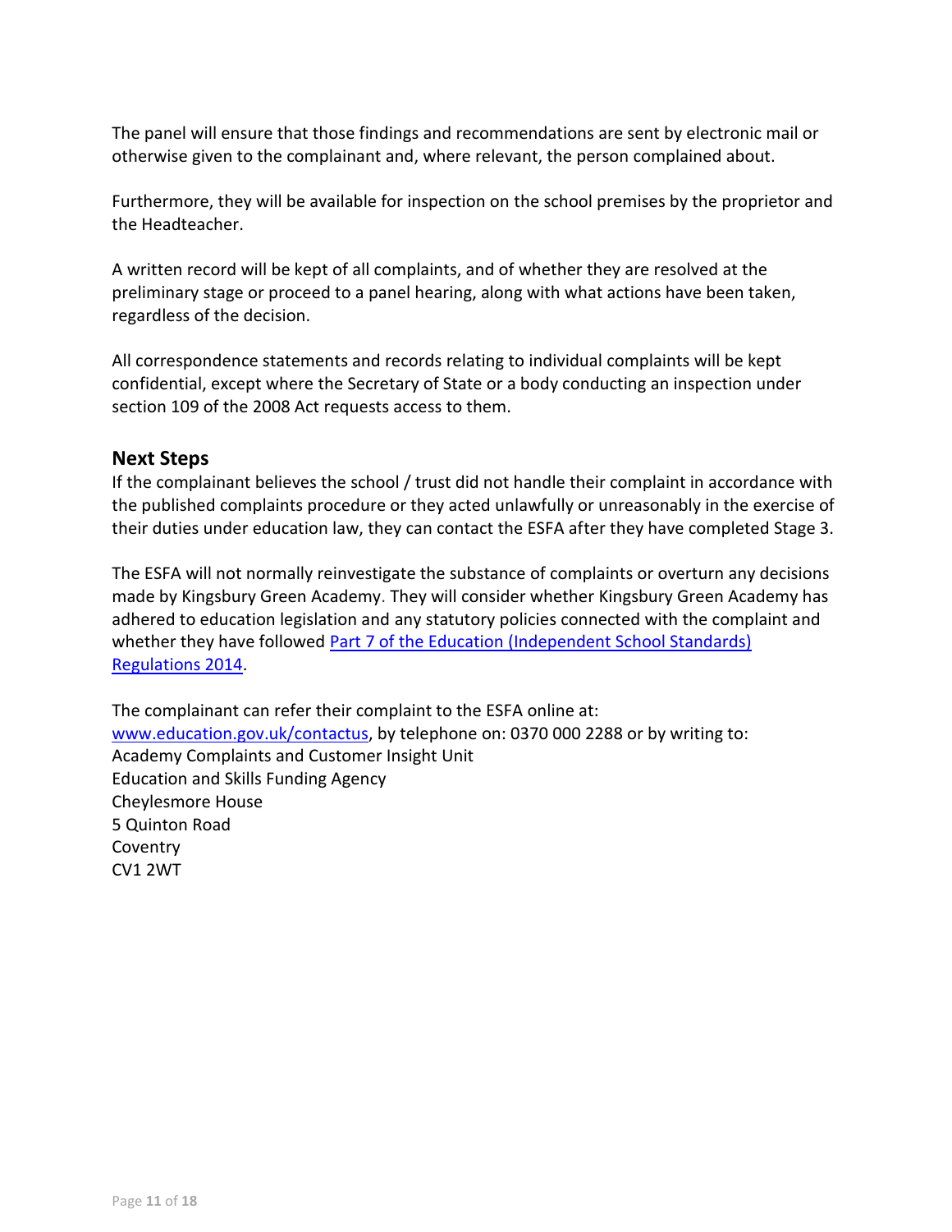The panel will ensure that those findings and recommendations are sent by electronic mail or otherwise given to the complainant and, where relevant, the person complained about.

Furthermore, they will be available for inspection on the school premises by the proprietor and the Headteacher.

A written record will be kept of all complaints, and of whether they are resolved at the preliminary stage or proceed to a panel hearing, along with what actions have been taken, regardless of the decision.

All correspondence statements and records relating to individual complaints will be kept confidential, except where the Secretary of State or a body conducting an inspection under section 109 of the 2008 Act requests access to them.

## Next Steps

If the complainant believes the school / trust did not handle their complaint in accordance with the published complaints procedure or they acted unlawfully or unreasonably in the exercise of their duties under education law, they can contact the ESFA after they have completed Stage 3.

The ESFA will not normally reinvestigate the substance of complaints or overturn any decisions made by Kingsbury Green Academy. They will consider whether Kingsbury Green Academy has adhered to education legislation and any statutory policies connected with the complaint and whether they have followed Part 7 of the Education (Independent School Standards) Regulations 2014.

The complainant can refer their complaint to the ESFA online at:
www.education.gov.uk/contactus, by telephone on: 0370 000 2288 or by writing to:
Academy Complaints and Customer Insight Unit
Education and Skills Funding Agency
Cheylesmore House
5 Quinton Road
Coventry
CV1 2WT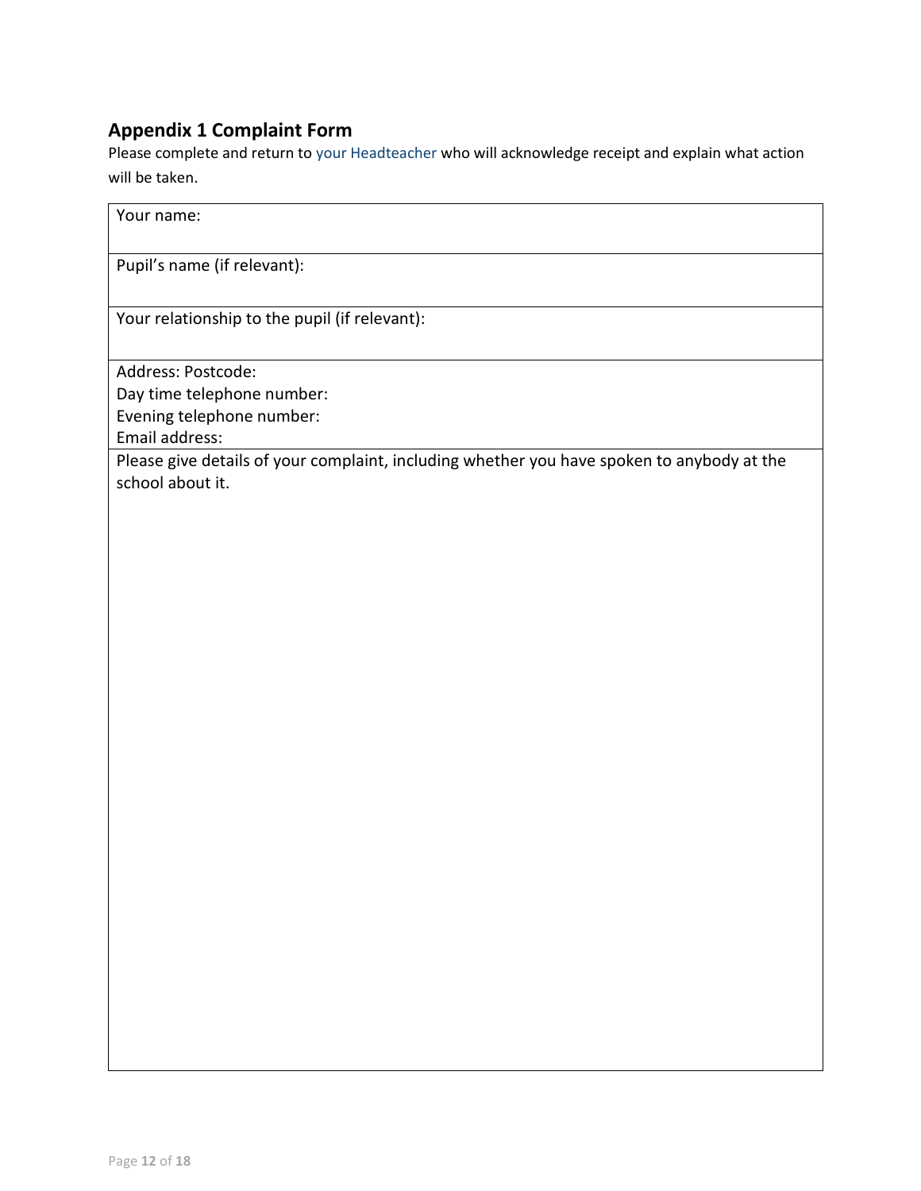## Appendix 1 Complaint Form

Please complete and return to your Headteacher who will acknowledge receipt and explain what action will be taken.

| Your name: |
|---|
| Pupil's name (if relevant): |
| Your relationship to the pupil (if relevant): |
| Address: Postcode:<br>Day time telephone number:<br>Evening telephone number:<br>Email address: |
| Please give details of your complaint, including whether you have spoken to anybody at the school about it. |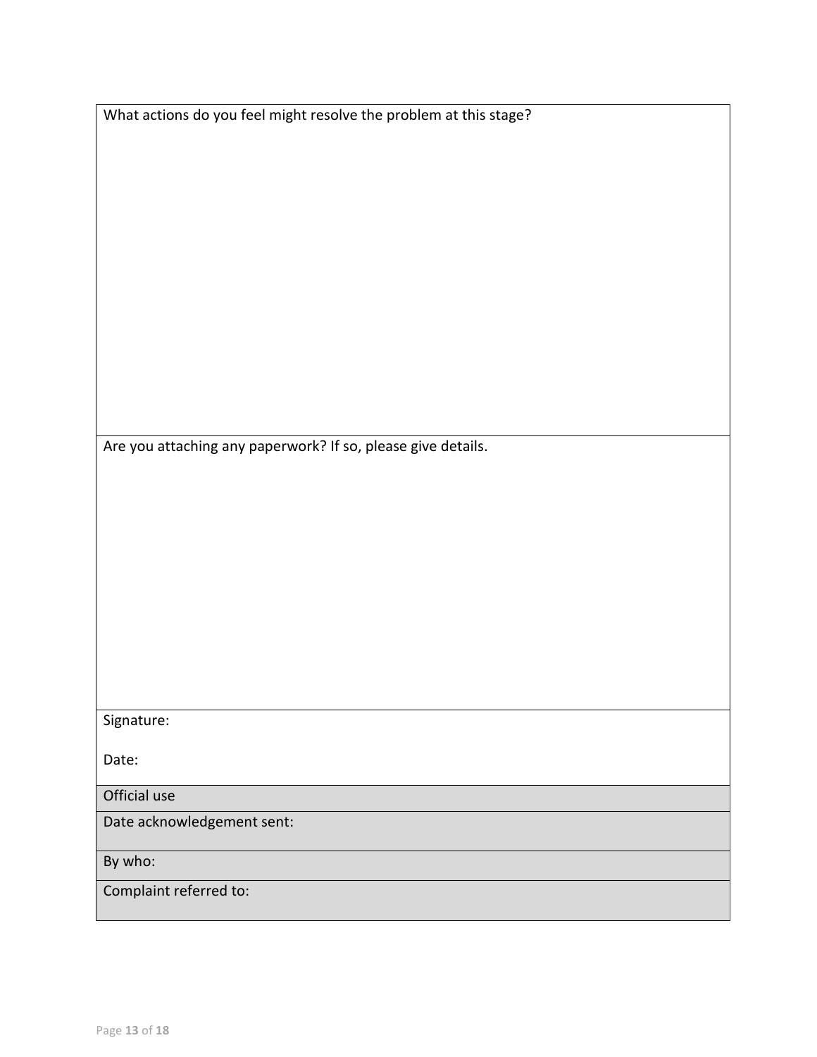| What actions do you feel might resolve the problem at this stage? |
|---|
| Are you attaching any paperwork? If so, please give details. |
| Signature:<br><br>Date: |
| Official use |
| Date acknowledgement sent: |
| By who: |
| Complaint referred to: |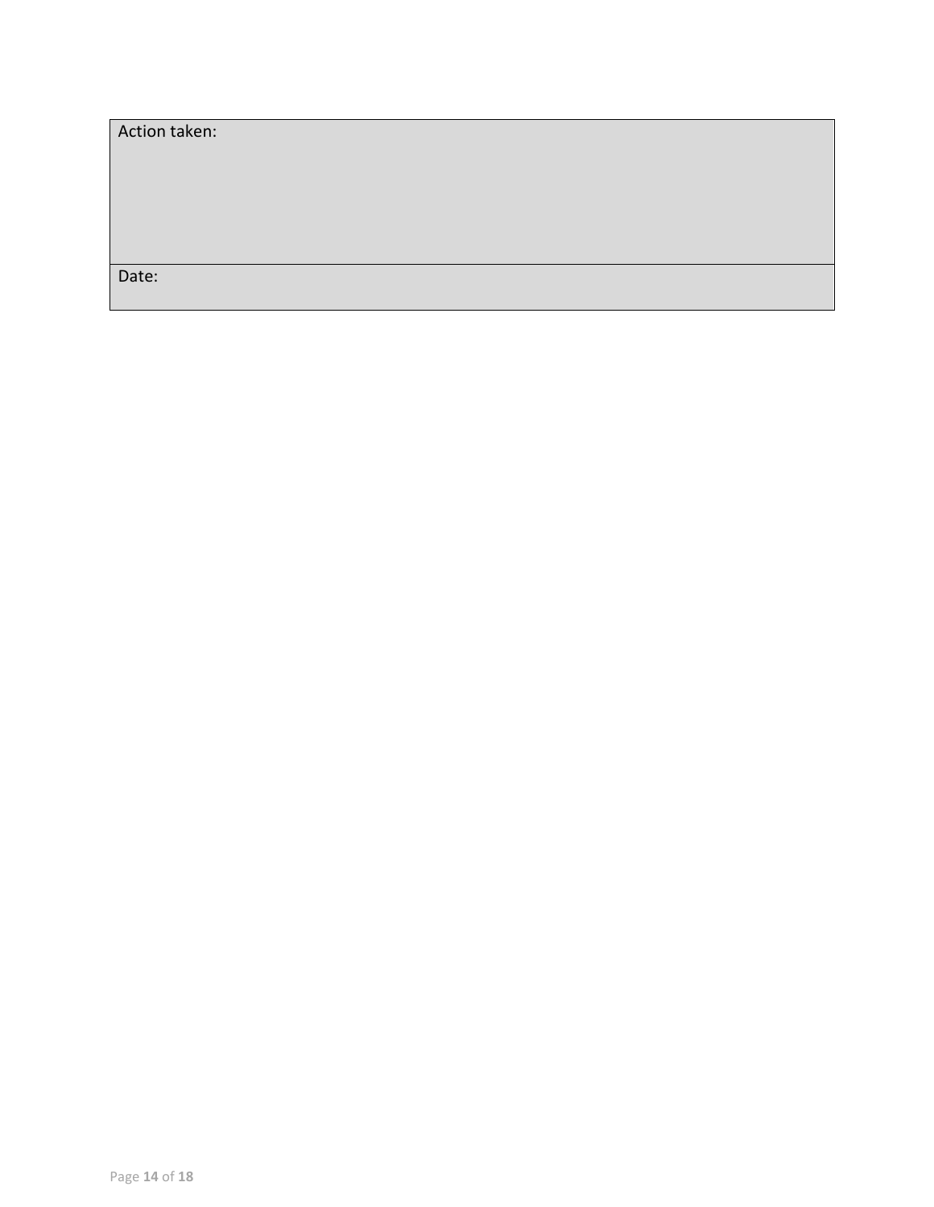| Action taken: |
| --- |
| Date: |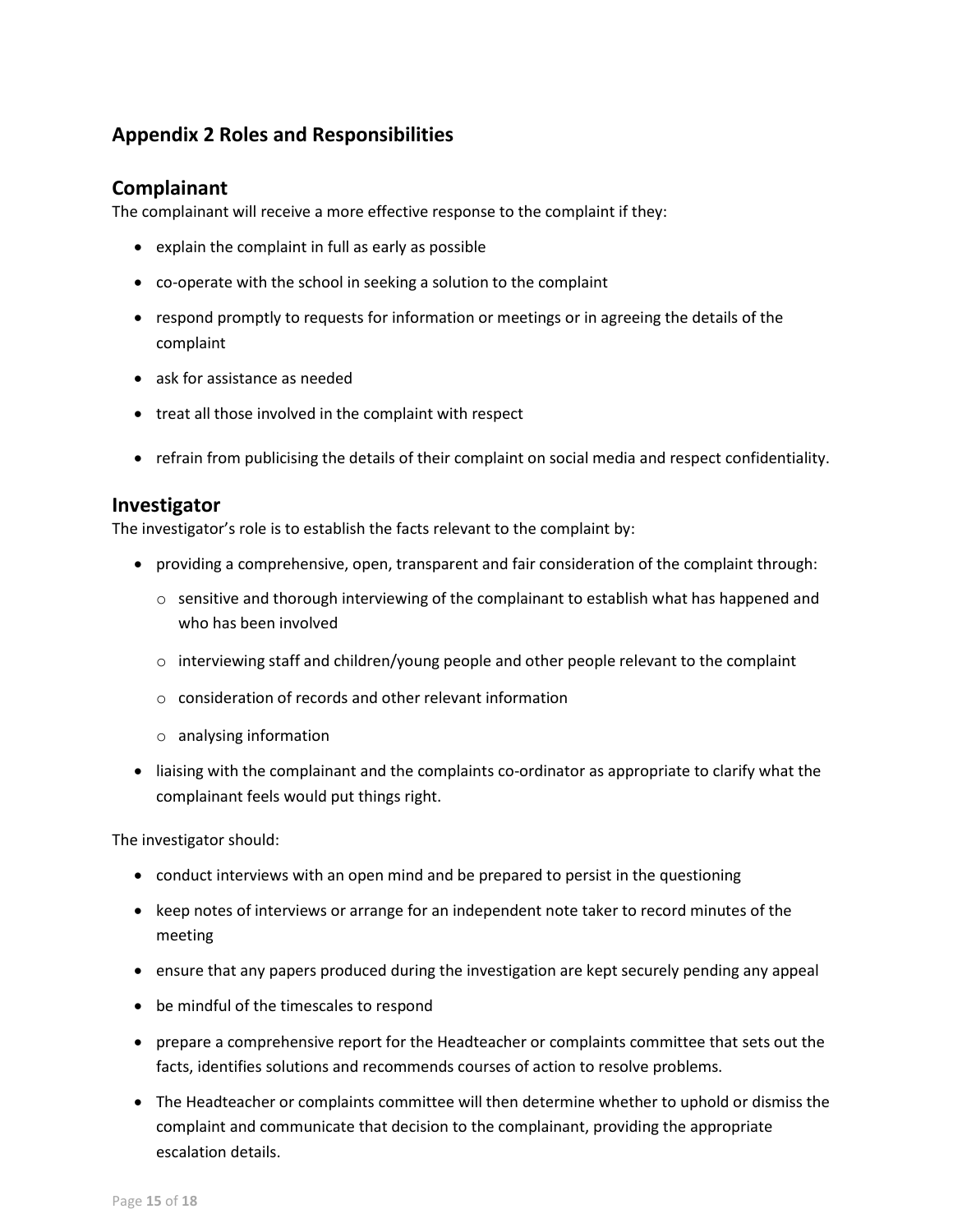## Appendix 2 Roles and Responsibilities

### Complainant

The complainant will receive a more effective response to the complaint if they:

- explain the complaint in full as early as possible
- co-operate with the school in seeking a solution to the complaint
- respond promptly to requests for information or meetings or in agreeing the details of the complaint
- ask for assistance as needed
- treat all those involved in the complaint with respect
- refrain from publicising the details of their complaint on social media and respect confidentiality.

### Investigator

The investigator's role is to establish the facts relevant to the complaint by:

- providing a comprehensive, open, transparent and fair consideration of the complaint through:
  - sensitive and thorough interviewing of the complainant to establish what has happened and who has been involved
  - interviewing staff and children/young people and other people relevant to the complaint
  - consideration of records and other relevant information
  - analysing information
- liaising with the complainant and the complaints co-ordinator as appropriate to clarify what the complainant feels would put things right.

The investigator should:

- conduct interviews with an open mind and be prepared to persist in the questioning
- keep notes of interviews or arrange for an independent note taker to record minutes of the meeting
- ensure that any papers produced during the investigation are kept securely pending any appeal
- be mindful of the timescales to respond
- prepare a comprehensive report for the Headteacher or complaints committee that sets out the facts, identifies solutions and recommends courses of action to resolve problems.
- The Headteacher or complaints committee will then determine whether to uphold or dismiss the complaint and communicate that decision to the complainant, providing the appropriate escalation details.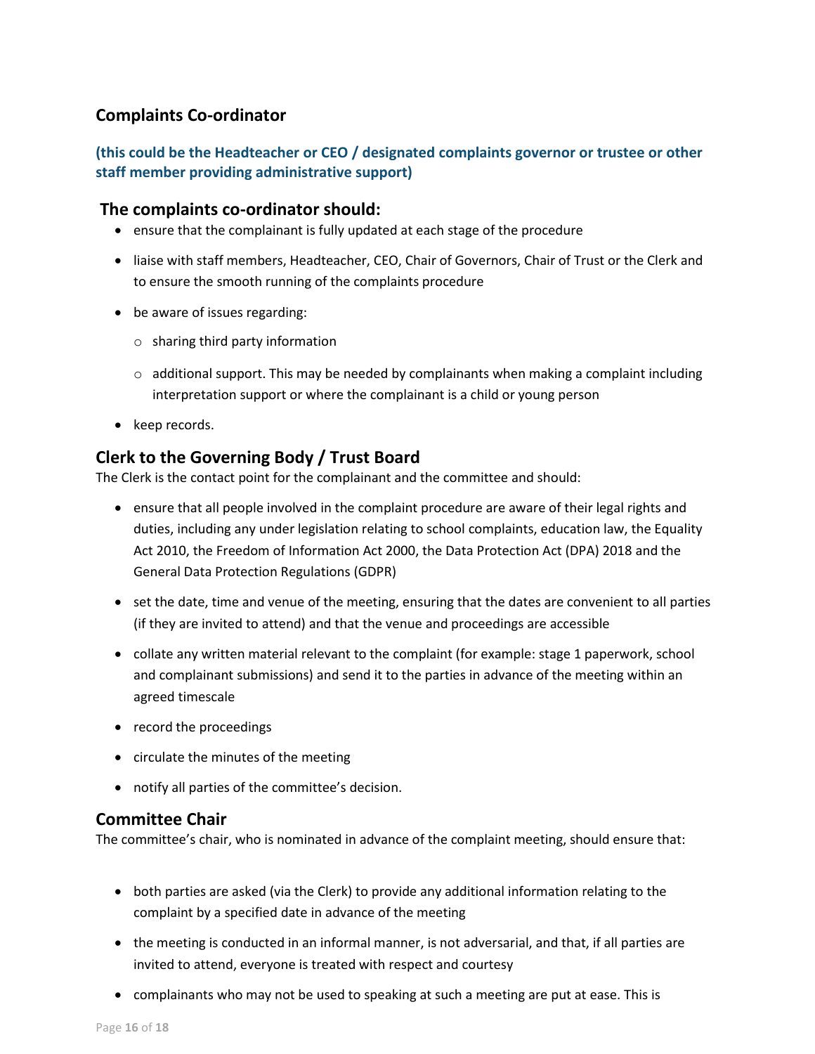## Complaints Co-ordinator

**(this could be the Headteacher or CEO / designated complaints governor or trustee or other staff member providing administrative support)**

### The complaints co-ordinator should:

- ensure that the complainant is fully updated at each stage of the procedure
- liaise with staff members, Headteacher, CEO, Chair of Governors, Chair of Trust or the Clerk and to ensure the smooth running of the complaints procedure
- be aware of issues regarding:
  - sharing third party information
  - additional support. This may be needed by complainants when making a complaint including interpretation support or where the complainant is a child or young person
- keep records.

## Clerk to the Governing Body / Trust Board

The Clerk is the contact point for the complainant and the committee and should:

- ensure that all people involved in the complaint procedure are aware of their legal rights and duties, including any under legislation relating to school complaints, education law, the Equality Act 2010, the Freedom of Information Act 2000, the Data Protection Act (DPA) 2018 and the General Data Protection Regulations (GDPR)
- set the date, time and venue of the meeting, ensuring that the dates are convenient to all parties (if they are invited to attend) and that the venue and proceedings are accessible
- collate any written material relevant to the complaint (for example: stage 1 paperwork, school and complainant submissions) and send it to the parties in advance of the meeting within an agreed timescale
- record the proceedings
- circulate the minutes of the meeting
- notify all parties of the committee's decision.

## Committee Chair

The committee's chair, who is nominated in advance of the complaint meeting, should ensure that:

- both parties are asked (via the Clerk) to provide any additional information relating to the complaint by a specified date in advance of the meeting
- the meeting is conducted in an informal manner, is not adversarial, and that, if all parties are invited to attend, everyone is treated with respect and courtesy
- complainants who may not be used to speaking at such a meeting are put at ease. This is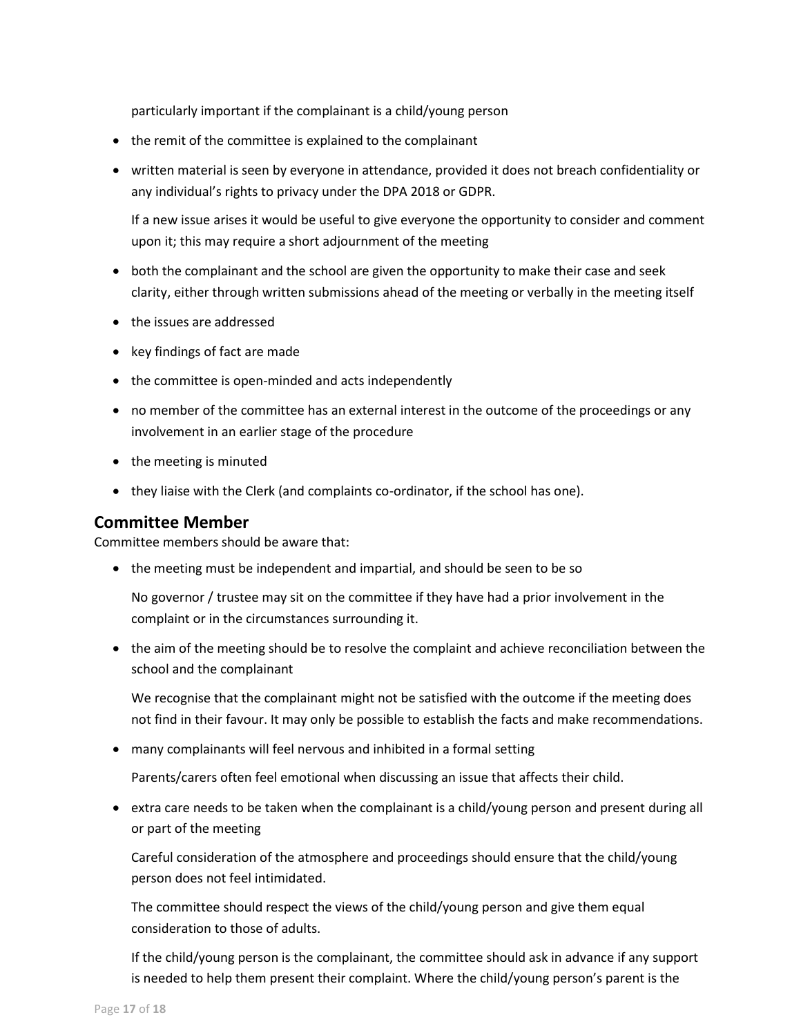particularly important if the complainant is a child/young person

- the remit of the committee is explained to the complainant
- written material is seen by everyone in attendance, provided it does not breach confidentiality or any individual's rights to privacy under the DPA 2018 or GDPR.

  If a new issue arises it would be useful to give everyone the opportunity to consider and comment upon it; this may require a short adjournment of the meeting
- both the complainant and the school are given the opportunity to make their case and seek clarity, either through written submissions ahead of the meeting or verbally in the meeting itself
- the issues are addressed
- key findings of fact are made
- the committee is open-minded and acts independently
- no member of the committee has an external interest in the outcome of the proceedings or any involvement in an earlier stage of the procedure
- the meeting is minuted
- they liaise with the Clerk (and complaints co-ordinator, if the school has one).

## Committee Member

Committee members should be aware that:

- the meeting must be independent and impartial, and should be seen to be so

  No governor / trustee may sit on the committee if they have had a prior involvement in the complaint or in the circumstances surrounding it.
- the aim of the meeting should be to resolve the complaint and achieve reconciliation between the school and the complainant

  We recognise that the complainant might not be satisfied with the outcome if the meeting does not find in their favour. It may only be possible to establish the facts and make recommendations.
- many complainants will feel nervous and inhibited in a formal setting

  Parents/carers often feel emotional when discussing an issue that affects their child.
- extra care needs to be taken when the complainant is a child/young person and present during all or part of the meeting

  Careful consideration of the atmosphere and proceedings should ensure that the child/young person does not feel intimidated.

  The committee should respect the views of the child/young person and give them equal consideration to those of adults.

  If the child/young person is the complainant, the committee should ask in advance if any support is needed to help them present their complaint. Where the child/young person's parent is the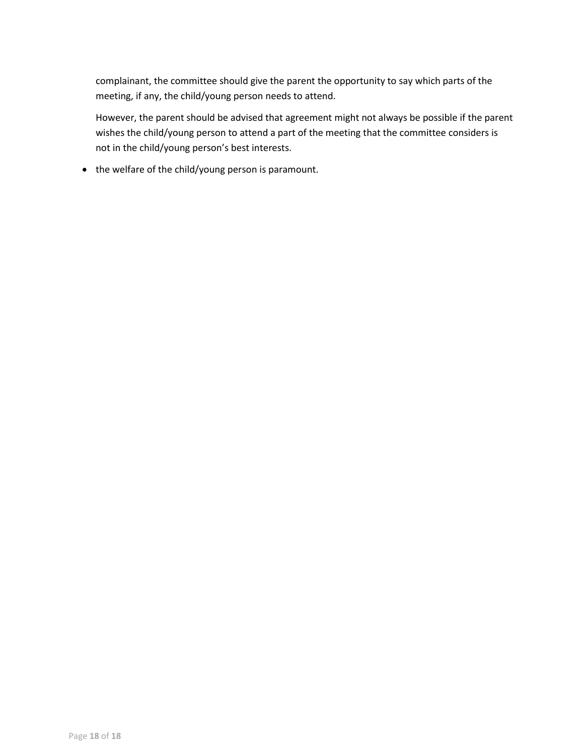complainant, the committee should give the parent the opportunity to say which parts of the meeting, if any, the child/young person needs to attend.

However, the parent should be advised that agreement might not always be possible if the parent wishes the child/young person to attend a part of the meeting that the committee considers is not in the child/young person's best interests.

- the welfare of the child/young person is paramount.